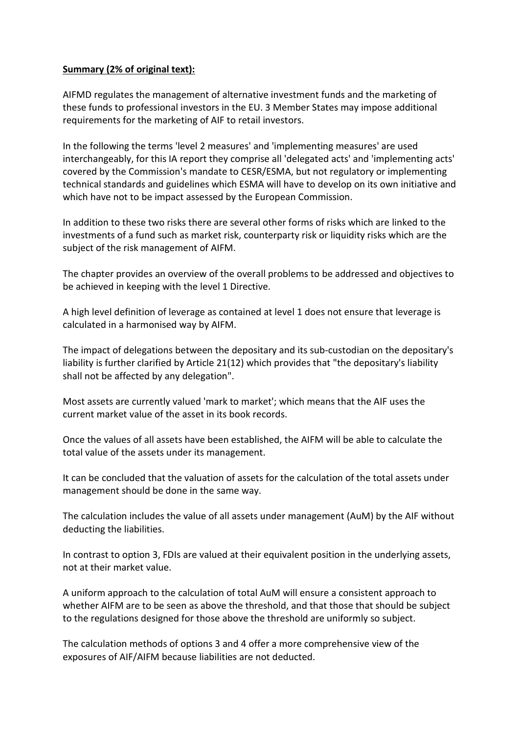**Summary (2% of original text):**

AIFMD regulates the management of alternative investment funds and the marketing of these funds to professional investors in the EU. 3 Member States may impose additional requirements for the marketing of AIF to retail investors.

In the following the terms 'level 2 measures' and 'implementing measures' are used interchangeably, for this IA report they comprise all 'delegated acts' and 'implementing acts' covered by the Commission's mandate to CESR/ESMA, but not regulatory or implementing technical standards and guidelines which ESMA will have to develop on its own initiative and which have not to be impact assessed by the European Commission.

In addition to these two risks there are several other forms of risks which are linked to the investments of a fund such as market risk, counterparty risk or liquidity risks which are the subject of the risk management of AIFM.

The chapter provides an overview of the overall problems to be addressed and objectives to be achieved in keeping with the level 1 Directive.

A high level definition of leverage as contained at level 1 does not ensure that leverage is calculated in a harmonised way by AIFM.

The impact of delegations between the depositary and its sub-custodian on the depositary's liability is further clarified by Article 21(12) which provides that "the depositary's liability shall not be affected by any delegation".

Most assets are currently valued 'mark to market'; which means that the AIF uses the current market value of the asset in its book records.

Once the values of all assets have been established, the AIFM will be able to calculate the total value of the assets under its management.

It can be concluded that the valuation of assets for the calculation of the total assets under management should be done in the same way.

The calculation includes the value of all assets under management (AuM) by the AIF without deducting the liabilities.

In contrast to option 3, FDIs are valued at their equivalent position in the underlying assets, not at their market value.

A uniform approach to the calculation of total AuM will ensure a consistent approach to whether AIFM are to be seen as above the threshold, and that those that should be subject to the regulations designed for those above the threshold are uniformly so subject.

The calculation methods of options 3 and 4 offer a more comprehensive view of the exposures of AIF/AIFM because liabilities are not deducted.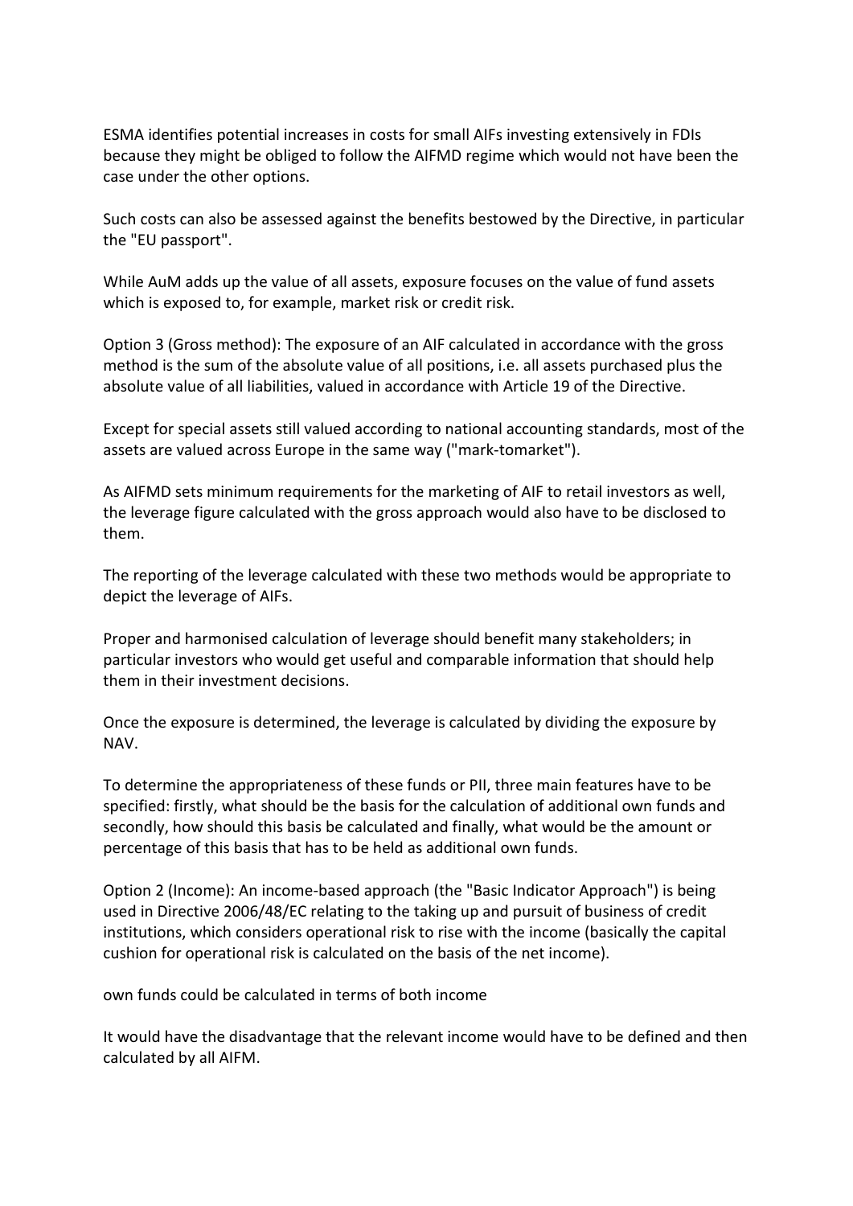ESMA identifies potential increases in costs for small AIFs investing extensively in FDIs because they might be obliged to follow the AIFMD regime which would not have been the case under the other options.

Such costs can also be assessed against the benefits bestowed by the Directive, in particular the "EU passport".

While AuM adds up the value of all assets, exposure focuses on the value of fund assets which is exposed to, for example, market risk or credit risk.

Option 3 (Gross method): The exposure of an AIF calculated in accordance with the gross method is the sum of the absolute value of all positions, i.e. all assets purchased plus the absolute value of all liabilities, valued in accordance with Article 19 of the Directive.

Except for special assets still valued according to national accounting standards, most of the assets are valued across Europe in the same way ("mark-tomarket").

As AIFMD sets minimum requirements for the marketing of AIF to retail investors as well, the leverage figure calculated with the gross approach would also have to be disclosed to them.

The reporting of the leverage calculated with these two methods would be appropriate to depict the leverage of AIFs.

Proper and harmonised calculation of leverage should benefit many stakeholders; in particular investors who would get useful and comparable information that should help them in their investment decisions.

Once the exposure is determined, the leverage is calculated by dividing the exposure by NAV.

To determine the appropriateness of these funds or PII, three main features have to be specified: firstly, what should be the basis for the calculation of additional own funds and secondly, how should this basis be calculated and finally, what would be the amount or percentage of this basis that has to be held as additional own funds.

Option 2 (Income): An income-based approach (the "Basic Indicator Approach") is being used in Directive 2006/48/EC relating to the taking up and pursuit of business of credit institutions, which considers operational risk to rise with the income (basically the capital cushion for operational risk is calculated on the basis of the net income).

own funds could be calculated in terms of both income

It would have the disadvantage that the relevant income would have to be defined and then calculated by all AIFM.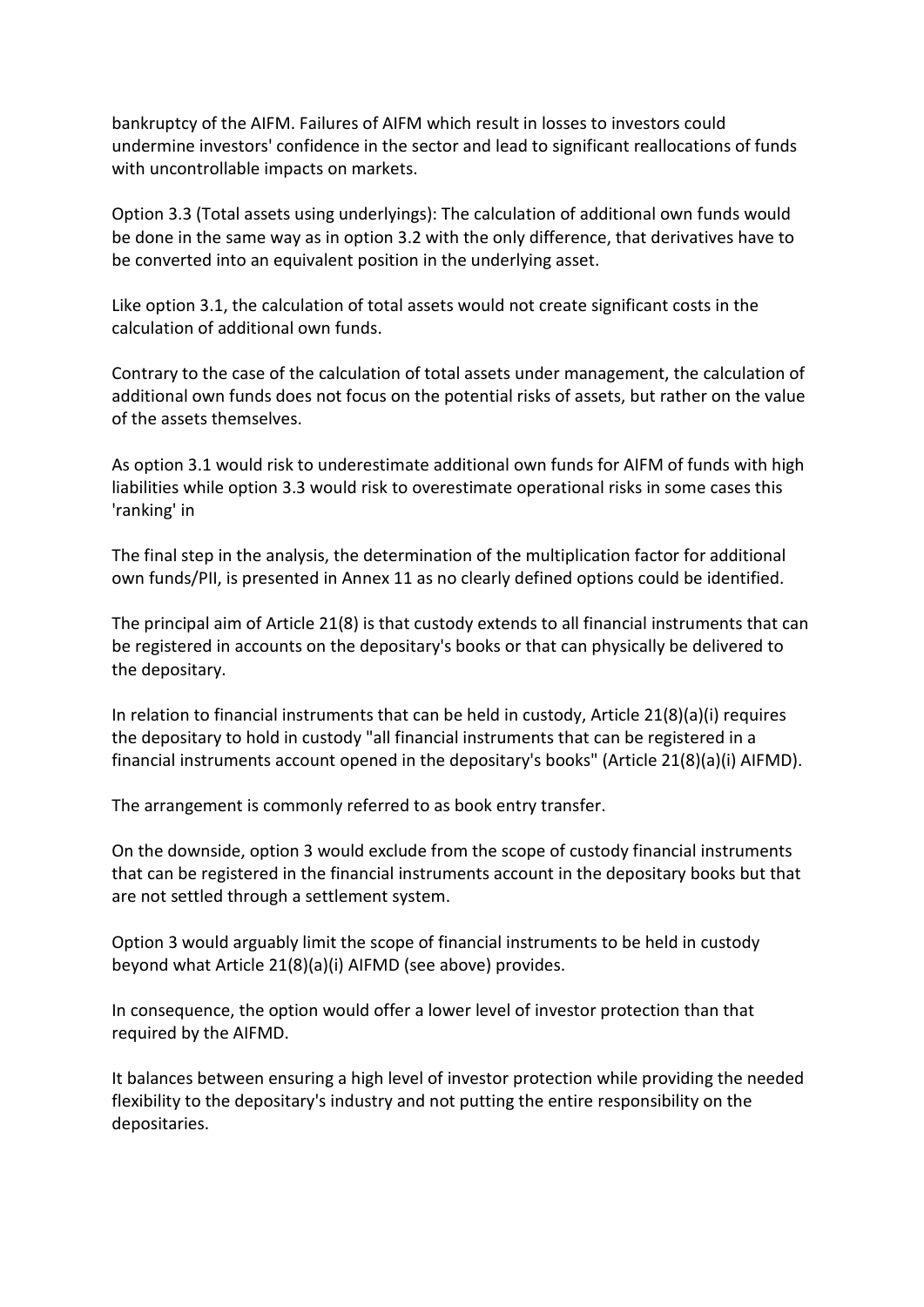bankruptcy of the AIFM. Failures of AIFM which result in losses to investors could undermine investors' confidence in the sector and lead to significant reallocations of funds with uncontrollable impacts on markets.

Option 3.3 (Total assets using underlyings): The calculation of additional own funds would be done in the same way as in option 3.2 with the only difference, that derivatives have to be converted into an equivalent position in the underlying asset.

Like option 3.1, the calculation of total assets would not create significant costs in the calculation of additional own funds.

Contrary to the case of the calculation of total assets under management, the calculation of additional own funds does not focus on the potential risks of assets, but rather on the value of the assets themselves.

As option 3.1 would risk to underestimate additional own funds for AIFM of funds with high liabilities while option 3.3 would risk to overestimate operational risks in some cases this 'ranking' in

The final step in the analysis, the determination of the multiplication factor for additional own funds/PII, is presented in Annex 11 as no clearly defined options could be identified.

The principal aim of Article 21(8) is that custody extends to all financial instruments that can be registered in accounts on the depositary's books or that can physically be delivered to the depositary.

In relation to financial instruments that can be held in custody, Article 21(8)(a)(i) requires the depositary to hold in custody "all financial instruments that can be registered in a financial instruments account opened in the depositary's books" (Article 21(8)(a)(i) AIFMD).

The arrangement is commonly referred to as book entry transfer.

On the downside, option 3 would exclude from the scope of custody financial instruments that can be registered in the financial instruments account in the depositary books but that are not settled through a settlement system.

Option 3 would arguably limit the scope of financial instruments to be held in custody beyond what Article 21(8)(a)(i) AIFMD (see above) provides.

In consequence, the option would offer a lower level of investor protection than that required by the AIFMD.

It balances between ensuring a high level of investor protection while providing the needed flexibility to the depositary's industry and not putting the entire responsibility on the depositaries.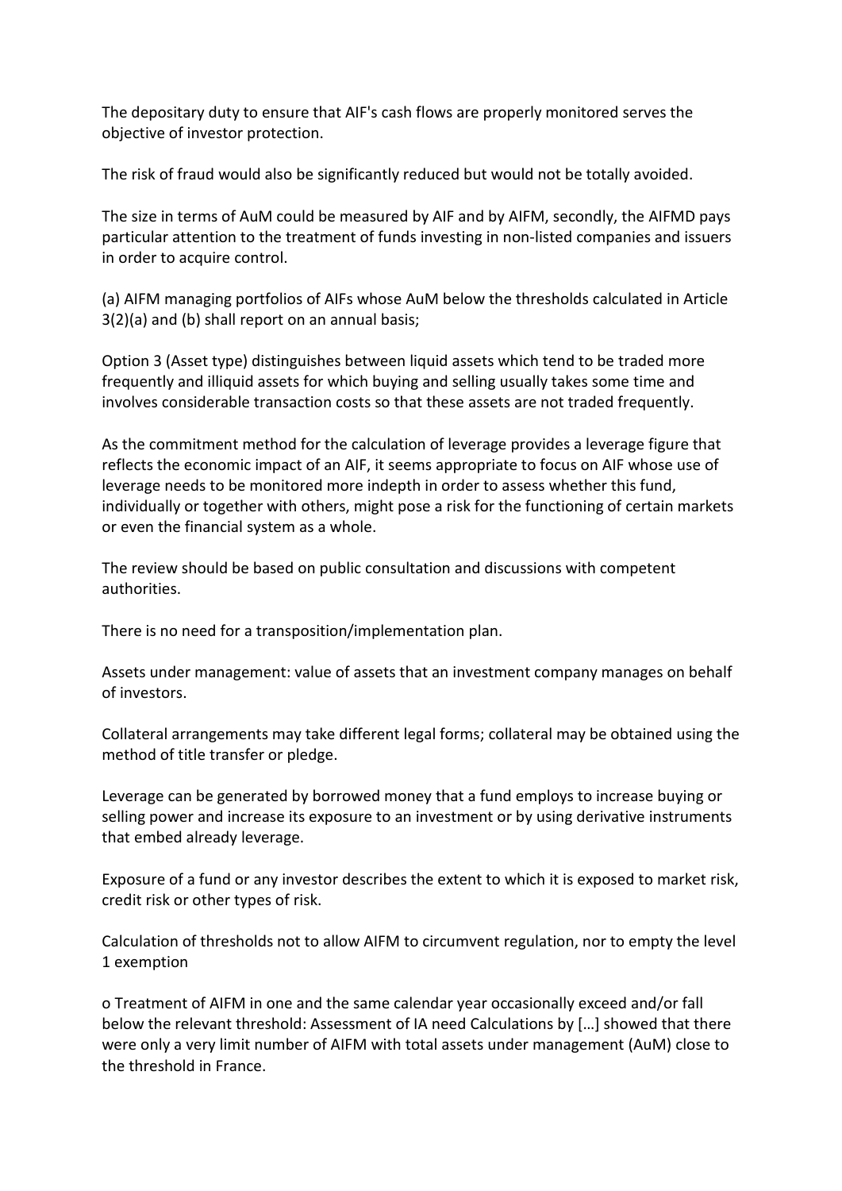The depositary duty to ensure that AIF's cash flows are properly monitored serves the objective of investor protection.

The risk of fraud would also be significantly reduced but would not be totally avoided.

The size in terms of AuM could be measured by AIF and by AIFM, secondly, the AIFMD pays particular attention to the treatment of funds investing in non-listed companies and issuers in order to acquire control.

(a) AIFM managing portfolios of AIFs whose AuM below the thresholds calculated in Article 3(2)(a) and (b) shall report on an annual basis;

Option 3 (Asset type) distinguishes between liquid assets which tend to be traded more frequently and illiquid assets for which buying and selling usually takes some time and involves considerable transaction costs so that these assets are not traded frequently.

As the commitment method for the calculation of leverage provides a leverage figure that reflects the economic impact of an AIF, it seems appropriate to focus on AIF whose use of leverage needs to be monitored more indepth in order to assess whether this fund, individually or together with others, might pose a risk for the functioning of certain markets or even the financial system as a whole.

The review should be based on public consultation and discussions with competent authorities.

There is no need for a transposition/implementation plan.

Assets under management: value of assets that an investment company manages on behalf of investors.

Collateral arrangements may take different legal forms; collateral may be obtained using the method of title transfer or pledge.

Leverage can be generated by borrowed money that a fund employs to increase buying or selling power and increase its exposure to an investment or by using derivative instruments that embed already leverage.

Exposure of a fund or any investor describes the extent to which it is exposed to market risk, credit risk or other types of risk.

Calculation of thresholds not to allow AIFM to circumvent regulation, nor to empty the level 1 exemption

o Treatment of AIFM in one and the same calendar year occasionally exceed and/or fall below the relevant threshold: Assessment of IA need Calculations by […] showed that there were only a very limit number of AIFM with total assets under management (AuM) close to the threshold in France.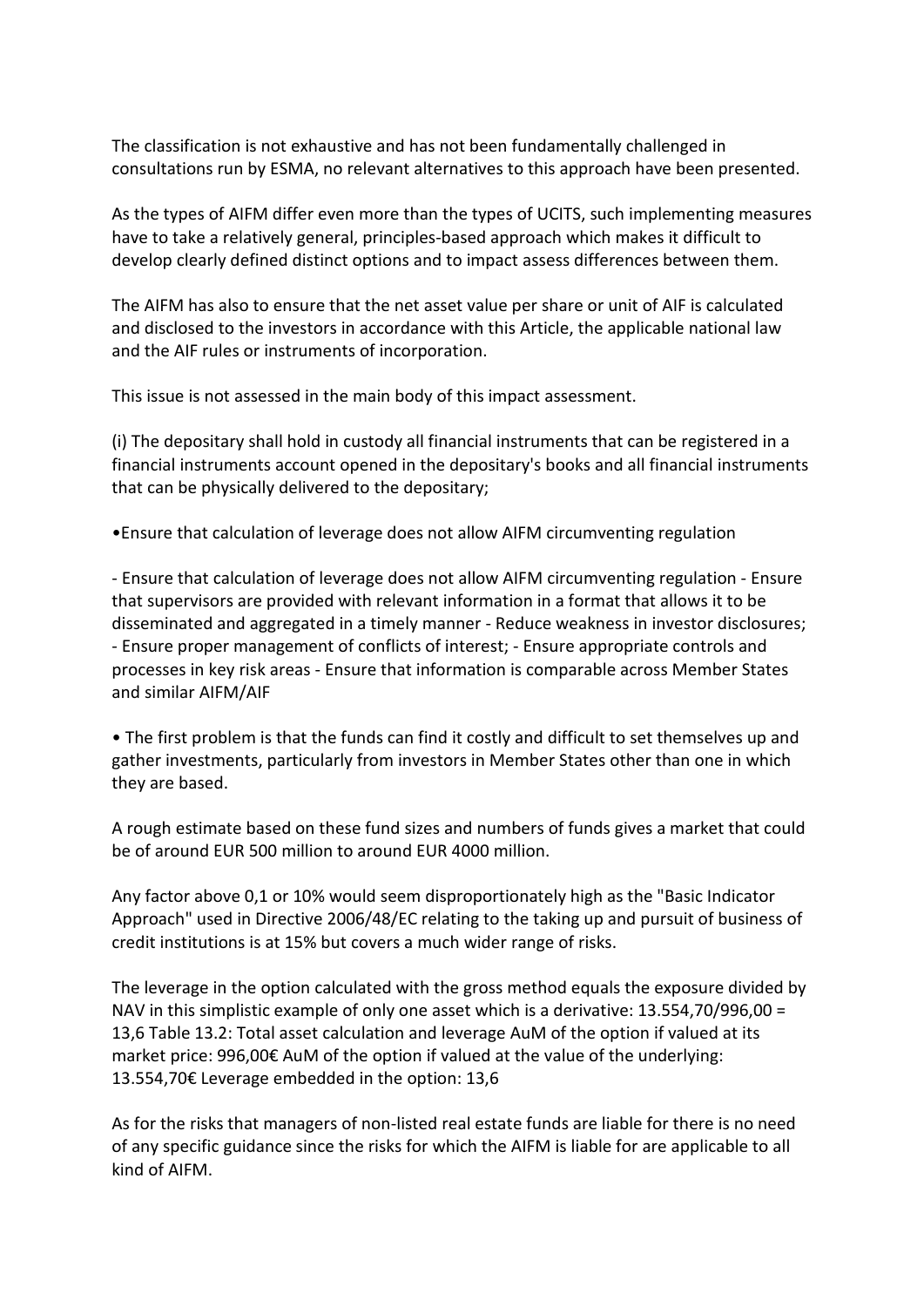The classification is not exhaustive and has not been fundamentally challenged in consultations run by ESMA, no relevant alternatives to this approach have been presented.

As the types of AIFM differ even more than the types of UCITS, such implementing measures have to take a relatively general, principles-based approach which makes it difficult to develop clearly defined distinct options and to impact assess differences between them.

The AIFM has also to ensure that the net asset value per share or unit of AIF is calculated and disclosed to the investors in accordance with this Article, the applicable national law and the AIF rules or instruments of incorporation.

This issue is not assessed in the main body of this impact assessment.

(i) The depositary shall hold in custody all financial instruments that can be registered in a financial instruments account opened in the depositary's books and all financial instruments that can be physically delivered to the depositary;

•Ensure that calculation of leverage does not allow AIFM circumventing regulation

- Ensure that calculation of leverage does not allow AIFM circumventing regulation - Ensure that supervisors are provided with relevant information in a format that allows it to be disseminated and aggregated in a timely manner - Reduce weakness in investor disclosures; - Ensure proper management of conflicts of interest; - Ensure appropriate controls and processes in key risk areas - Ensure that information is comparable across Member States and similar AIFM/AIF

• The first problem is that the funds can find it costly and difficult to set themselves up and gather investments, particularly from investors in Member States other than one in which they are based.

A rough estimate based on these fund sizes and numbers of funds gives a market that could be of around EUR 500 million to around EUR 4000 million.

Any factor above 0,1 or 10% would seem disproportionately high as the "Basic Indicator Approach" used in Directive 2006/48/EC relating to the taking up and pursuit of business of credit institutions is at 15% but covers a much wider range of risks.

The leverage in the option calculated with the gross method equals the exposure divided by NAV in this simplistic example of only one asset which is a derivative: 13.554,70/996,00 = 13,6 Table 13.2: Total asset calculation and leverage AuM of the option if valued at its market price: 996,00€ AuM of the option if valued at the value of the underlying: 13.554,70€ Leverage embedded in the option: 13,6

As for the risks that managers of non-listed real estate funds are liable for there is no need of any specific guidance since the risks for which the AIFM is liable for are applicable to all kind of AIFM.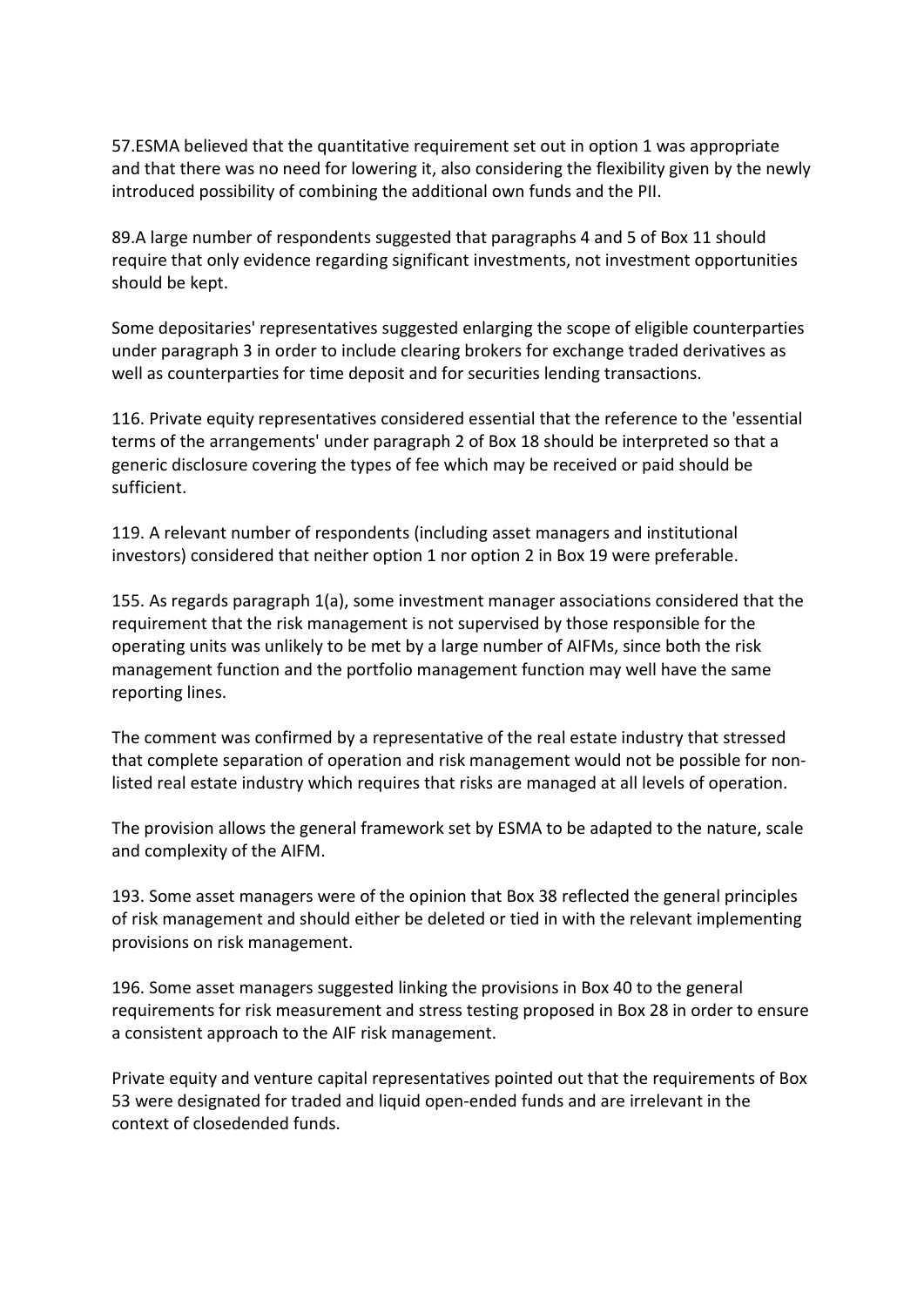57.ESMA believed that the quantitative requirement set out in option 1 was appropriate and that there was no need for lowering it, also considering the flexibility given by the newly introduced possibility of combining the additional own funds and the PII.

89.A large number of respondents suggested that paragraphs 4 and 5 of Box 11 should require that only evidence regarding significant investments, not investment opportunities should be kept.

Some depositaries' representatives suggested enlarging the scope of eligible counterparties under paragraph 3 in order to include clearing brokers for exchange traded derivatives as well as counterparties for time deposit and for securities lending transactions.

116. Private equity representatives considered essential that the reference to the 'essential terms of the arrangements' under paragraph 2 of Box 18 should be interpreted so that a generic disclosure covering the types of fee which may be received or paid should be sufficient.

119. A relevant number of respondents (including asset managers and institutional investors) considered that neither option 1 nor option 2 in Box 19 were preferable.

155. As regards paragraph 1(a), some investment manager associations considered that the requirement that the risk management is not supervised by those responsible for the operating units was unlikely to be met by a large number of AIFMs, since both the risk management function and the portfolio management function may well have the same reporting lines.

The comment was confirmed by a representative of the real estate industry that stressed that complete separation of operation and risk management would not be possible for non-listed real estate industry which requires that risks are managed at all levels of operation.

The provision allows the general framework set by ESMA to be adapted to the nature, scale and complexity of the AIFM.

193. Some asset managers were of the opinion that Box 38 reflected the general principles of risk management and should either be deleted or tied in with the relevant implementing provisions on risk management.

196. Some asset managers suggested linking the provisions in Box 40 to the general requirements for risk measurement and stress testing proposed in Box 28 in order to ensure a consistent approach to the AIF risk management.

Private equity and venture capital representatives pointed out that the requirements of Box 53 were designated for traded and liquid open-ended funds and are irrelevant in the context of closedended funds.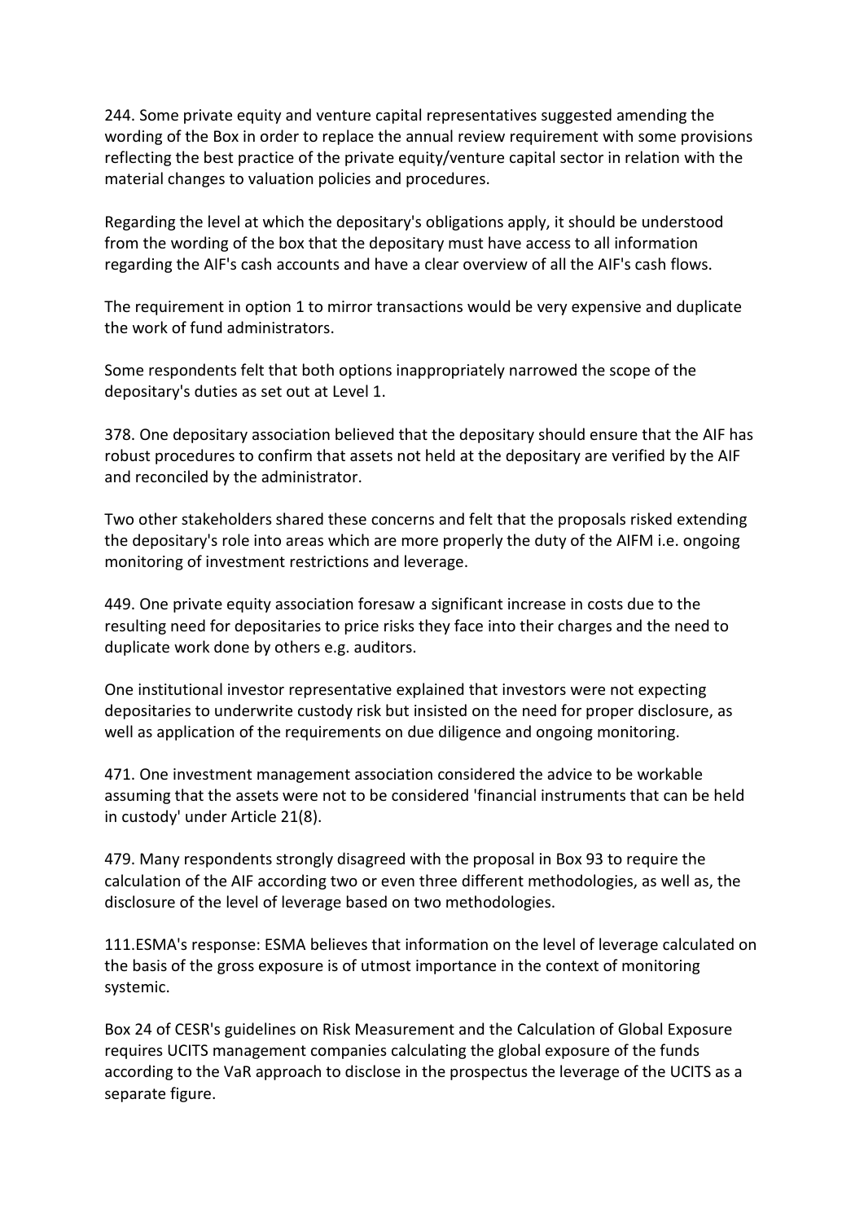244. Some private equity and venture capital representatives suggested amending the wording of the Box in order to replace the annual review requirement with some provisions reflecting the best practice of the private equity/venture capital sector in relation with the material changes to valuation policies and procedures.

Regarding the level at which the depositary's obligations apply, it should be understood from the wording of the box that the depositary must have access to all information regarding the AIF's cash accounts and have a clear overview of all the AIF's cash flows.

The requirement in option 1 to mirror transactions would be very expensive and duplicate the work of fund administrators.

Some respondents felt that both options inappropriately narrowed the scope of the depositary's duties as set out at Level 1.

378. One depositary association believed that the depositary should ensure that the AIF has robust procedures to confirm that assets not held at the depositary are verified by the AIF and reconciled by the administrator.

Two other stakeholders shared these concerns and felt that the proposals risked extending the depositary's role into areas which are more properly the duty of the AIFM i.e. ongoing monitoring of investment restrictions and leverage.

449. One private equity association foresaw a significant increase in costs due to the resulting need for depositaries to price risks they face into their charges and the need to duplicate work done by others e.g. auditors.

One institutional investor representative explained that investors were not expecting depositaries to underwrite custody risk but insisted on the need for proper disclosure, as well as application of the requirements on due diligence and ongoing monitoring.

471. One investment management association considered the advice to be workable assuming that the assets were not to be considered 'financial instruments that can be held in custody' under Article 21(8).

479. Many respondents strongly disagreed with the proposal in Box 93 to require the calculation of the AIF according two or even three different methodologies, as well as, the disclosure of the level of leverage based on two methodologies.

111.ESMA's response: ESMA believes that information on the level of leverage calculated on the basis of the gross exposure is of utmost importance in the context of monitoring systemic.

Box 24 of CESR's guidelines on Risk Measurement and the Calculation of Global Exposure requires UCITS management companies calculating the global exposure of the funds according to the VaR approach to disclose in the prospectus the leverage of the UCITS as a separate figure.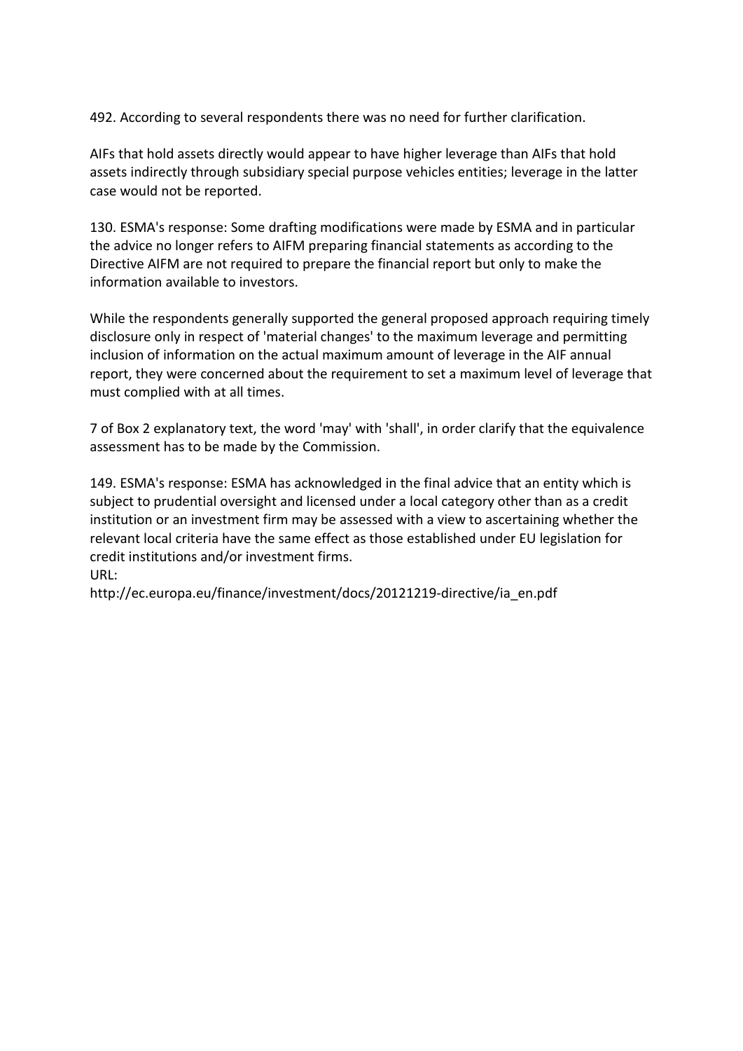492. According to several respondents there was no need for further clarification.

AIFs that hold assets directly would appear to have higher leverage than AIFs that hold assets indirectly through subsidiary special purpose vehicles entities; leverage in the latter case would not be reported.

130. ESMA's response: Some drafting modifications were made by ESMA and in particular the advice no longer refers to AIFM preparing financial statements as according to the Directive AIFM are not required to prepare the financial report but only to make the information available to investors.

While the respondents generally supported the general proposed approach requiring timely disclosure only in respect of 'material changes' to the maximum leverage and permitting inclusion of information on the actual maximum amount of leverage in the AIF annual report, they were concerned about the requirement to set a maximum level of leverage that must complied with at all times.

7 of Box 2 explanatory text, the word 'may' with 'shall', in order clarify that the equivalence assessment has to be made by the Commission.

149. ESMA's response: ESMA has acknowledged in the final advice that an entity which is subject to prudential oversight and licensed under a local category other than as a credit institution or an investment firm may be assessed with a view to ascertaining whether the relevant local criteria have the same effect as those established under EU legislation for credit institutions and/or investment firms.
URL:
http://ec.europa.eu/finance/investment/docs/20121219-directive/ia_en.pdf